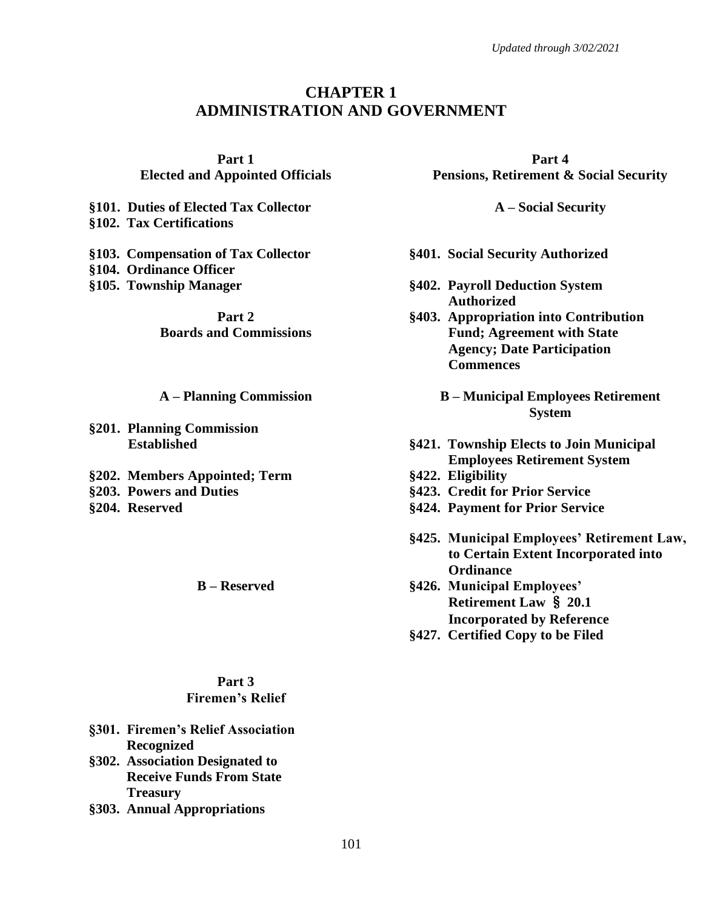*Updated through 3/02/2021*

# CHAPTER 1
# ADMINISTRATION AND GOVERNMENT

## Part 1
## Elected and Appointed Officials

**§101. Duties of Elected Tax Collector**
**§102. Tax Certifications**

**§103. Compensation of Tax Collector**
**§104. Ordinance Officer**
**§105. Township Manager**

## Part 2
## Boards and Commissions

### A – Planning Commission

**§201. Planning Commission Established**

**§202. Members Appointed; Term**
**§203. Powers and Duties**
**§204. Reserved**

### B – Reserved

## Part 3
## Firemen's Relief

**§301. Firemen's Relief Association Recognized**
**§302. Association Designated to Receive Funds From State Treasury**
**§303. Annual Appropriations**

## Part 4
## Pensions, Retirement & Social Security

### A – Social Security

**§401. Social Security Authorized**

**§402. Payroll Deduction System Authorized**
**§403. Appropriation into Contribution Fund; Agreement with State Agency; Date Participation Commences**

### B – Municipal Employees Retirement System

**§421. Township Elects to Join Municipal Employees Retirement System**
**§422. Eligibility**
**§423. Credit for Prior Service**
**§424. Payment for Prior Service**

**§425. Municipal Employees' Retirement Law, to Certain Extent Incorporated into Ordinance**
**§426. Municipal Employees' Retirement Law § 20.1 Incorporated by Reference**
**§427. Certified Copy to be Filed**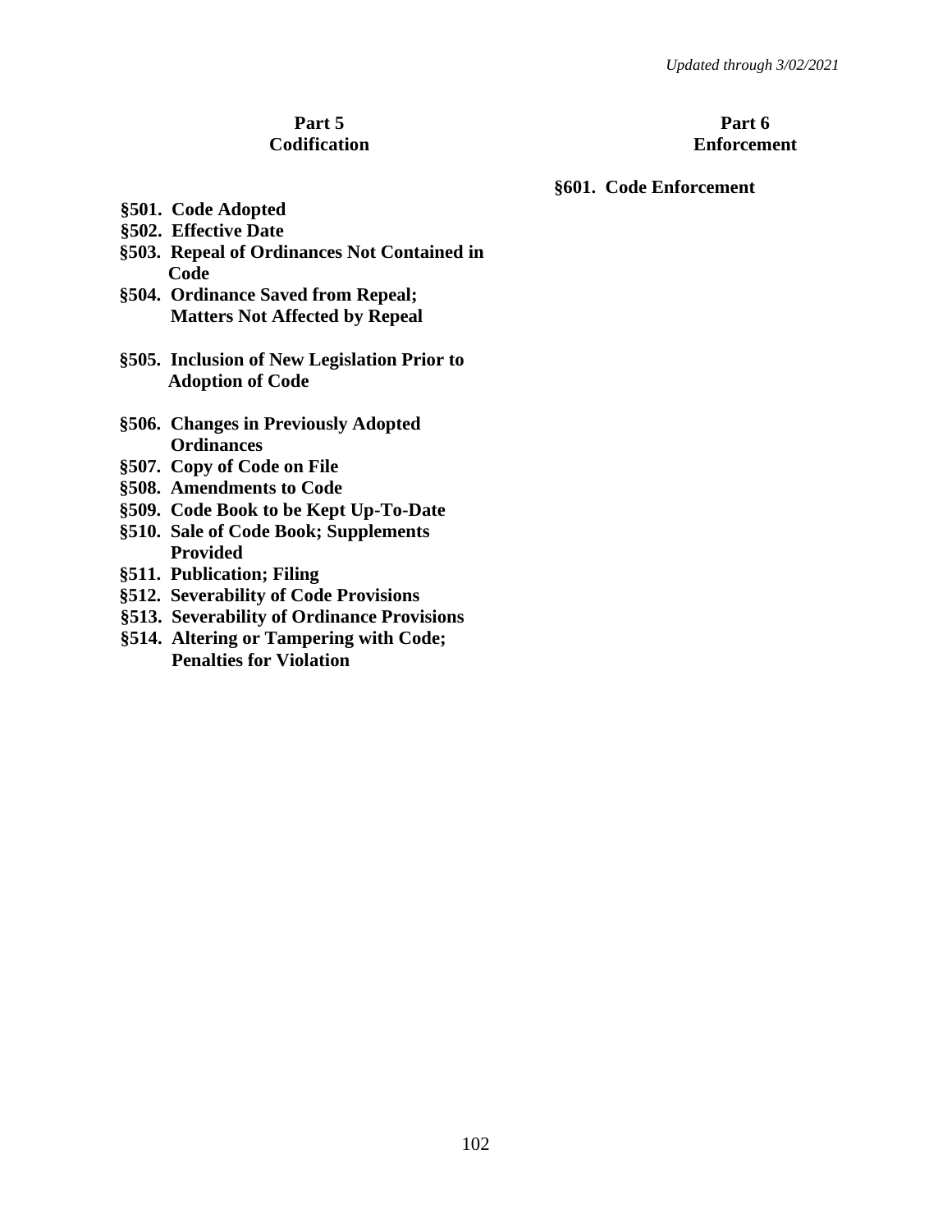## Part 5
## Codification

**§501. Code Adopted**
**§502. Effective Date**
**§503. Repeal of Ordinances Not Contained in Code**
**§504. Ordinance Saved from Repeal; Matters Not Affected by Repeal**

**§505. Inclusion of New Legislation Prior to Adoption of Code**

**§506. Changes in Previously Adopted Ordinances**
**§507. Copy of Code on File**
**§508. Amendments to Code**
**§509. Code Book to be Kept Up-To-Date**
**§510. Sale of Code Book; Supplements Provided**
**§511. Publication; Filing**
**§512. Severability of Code Provisions**
**§513. Severability of Ordinance Provisions**
**§514. Altering or Tampering with Code; Penalties for Violation**

## Part 6
## Enforcement

**§601. Code Enforcement**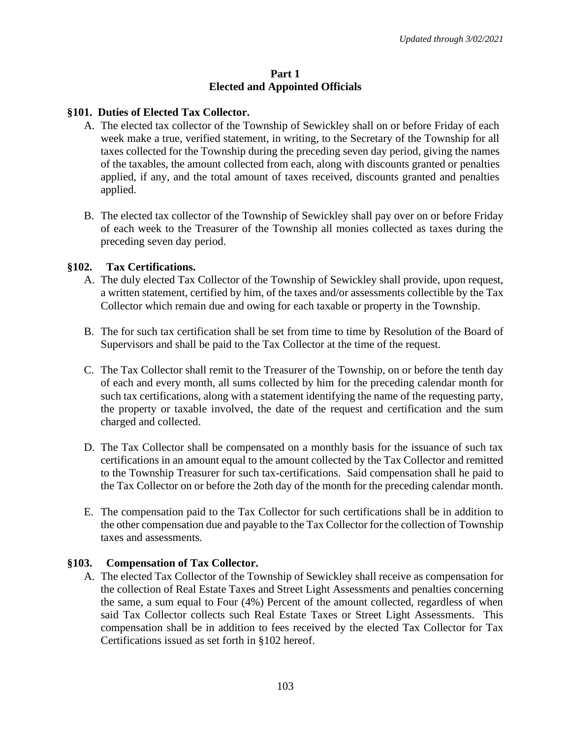# Part 1
# Elected and Appointed Officials

## §101. Duties of Elected Tax Collector.

A. The elected tax collector of the Township of Sewickley shall on or before Friday of each week make a true, verified statement, in writing, to the Secretary of the Township for all taxes collected for the Township during the preceding seven day period, giving the names of the taxables, the amount collected from each, along with discounts granted or penalties applied, if any, and the total amount of taxes received, discounts granted and penalties applied.

B. The elected tax collector of the Township of Sewickley shall pay over on or before Friday of each week to the Treasurer of the Township all monies collected as taxes during the preceding seven day period.

## §102. Tax Certifications.

A. The duly elected Tax Collector of the Township of Sewickley shall provide, upon request, a written statement, certified by him, of the taxes and/or assessments collectible by the Tax Collector which remain due and owing for each taxable or property in the Township.

B. The for such tax certification shall be set from time to time by Resolution of the Board of Supervisors and shall be paid to the Tax Collector at the time of the request.

C. The Tax Collector shall remit to the Treasurer of the Township, on or before the tenth day of each and every month, all sums collected by him for the preceding calendar month for such tax certifications, along with a statement identifying the name of the requesting party, the property or taxable involved, the date of the request and certification and the sum charged and collected.

D. The Tax Collector shall be compensated on a monthly basis for the issuance of such tax certifications in an amount equal to the amount collected by the Tax Collector and remitted to the Township Treasurer for such tax-certifications. Said compensation shall he paid to the Tax Collector on or before the 2oth day of the month for the preceding calendar month.

E. The compensation paid to the Tax Collector for such certifications shall be in addition to the other compensation due and payable to the Tax Collector for the collection of Township taxes and assessments.

## §103. Compensation of Tax Collector.

A. The elected Tax Collector of the Township of Sewickley shall receive as compensation for the collection of Real Estate Taxes and Street Light Assessments and penalties concerning the same, a sum equal to Four (4%) Percent of the amount collected, regardless of when said Tax Collector collects such Real Estate Taxes or Street Light Assessments. This compensation shall be in addition to fees received by the elected Tax Collector for Tax Certifications issued as set forth in §102 hereof.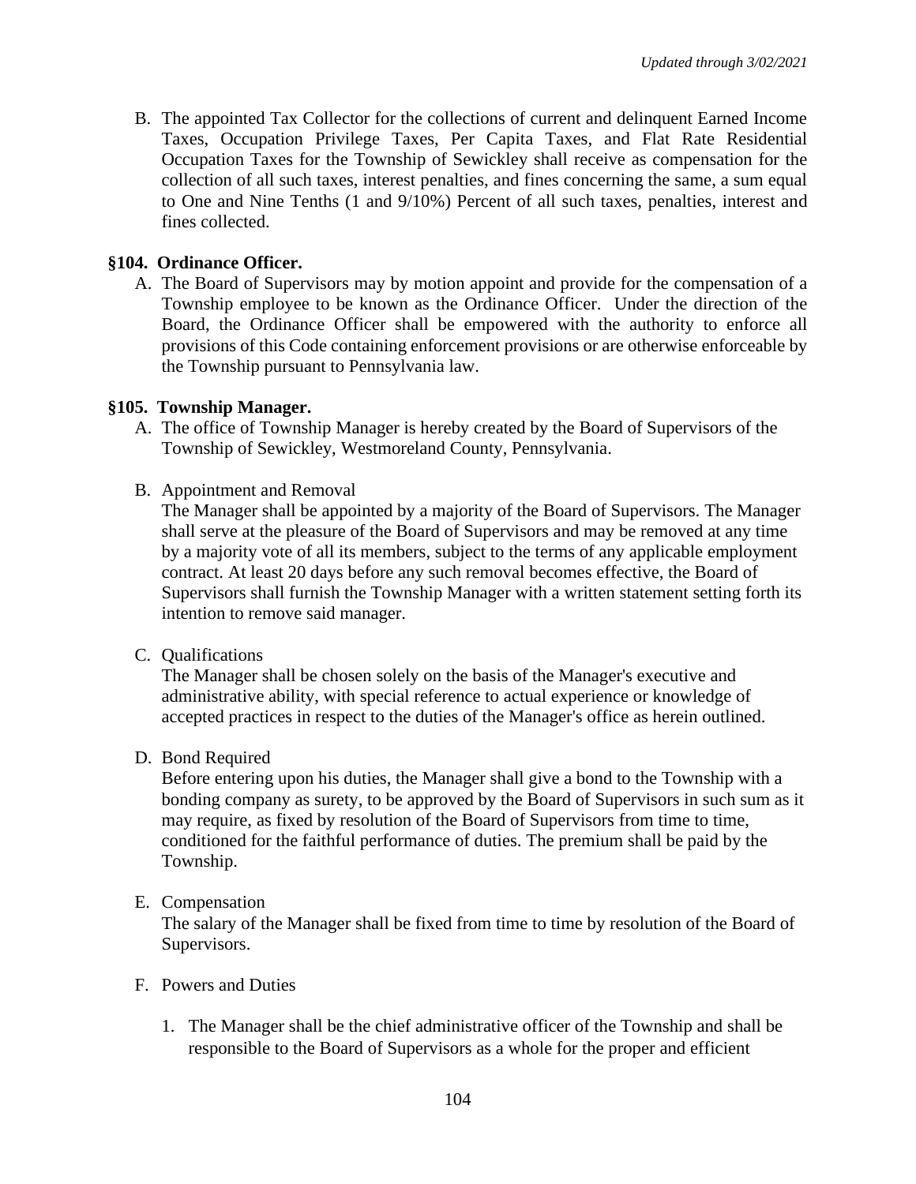B. The appointed Tax Collector for the collections of current and delinquent Earned Income Taxes, Occupation Privilege Taxes, Per Capita Taxes, and Flat Rate Residential Occupation Taxes for the Township of Sewickley shall receive as compensation for the collection of all such taxes, interest penalties, and fines concerning the same, a sum equal to One and Nine Tenths (1 and 9/10%) Percent of all such taxes, penalties, interest and fines collected.

### §104. Ordinance Officer.

A. The Board of Supervisors may by motion appoint and provide for the compensation of a Township employee to be known as the Ordinance Officer. Under the direction of the Board, the Ordinance Officer shall be empowered with the authority to enforce all provisions of this Code containing enforcement provisions or are otherwise enforceable by the Township pursuant to Pennsylvania law.

### §105. Township Manager.

A. The office of Township Manager is hereby created by the Board of Supervisors of the Township of Sewickley, Westmoreland County, Pennsylvania.

B. Appointment and Removal

The Manager shall be appointed by a majority of the Board of Supervisors. The Manager shall serve at the pleasure of the Board of Supervisors and may be removed at any time by a majority vote of all its members, subject to the terms of any applicable employment contract. At least 20 days before any such removal becomes effective, the Board of Supervisors shall furnish the Township Manager with a written statement setting forth its intention to remove said manager.

C. Qualifications

The Manager shall be chosen solely on the basis of the Manager's executive and administrative ability, with special reference to actual experience or knowledge of accepted practices in respect to the duties of the Manager's office as herein outlined.

D. Bond Required

Before entering upon his duties, the Manager shall give a bond to the Township with a bonding company as surety, to be approved by the Board of Supervisors in such sum as it may require, as fixed by resolution of the Board of Supervisors from time to time, conditioned for the faithful performance of duties. The premium shall be paid by the Township.

E. Compensation

The salary of the Manager shall be fixed from time to time by resolution of the Board of Supervisors.

F. Powers and Duties

1. The Manager shall be the chief administrative officer of the Township and shall be responsible to the Board of Supervisors as a whole for the proper and efficient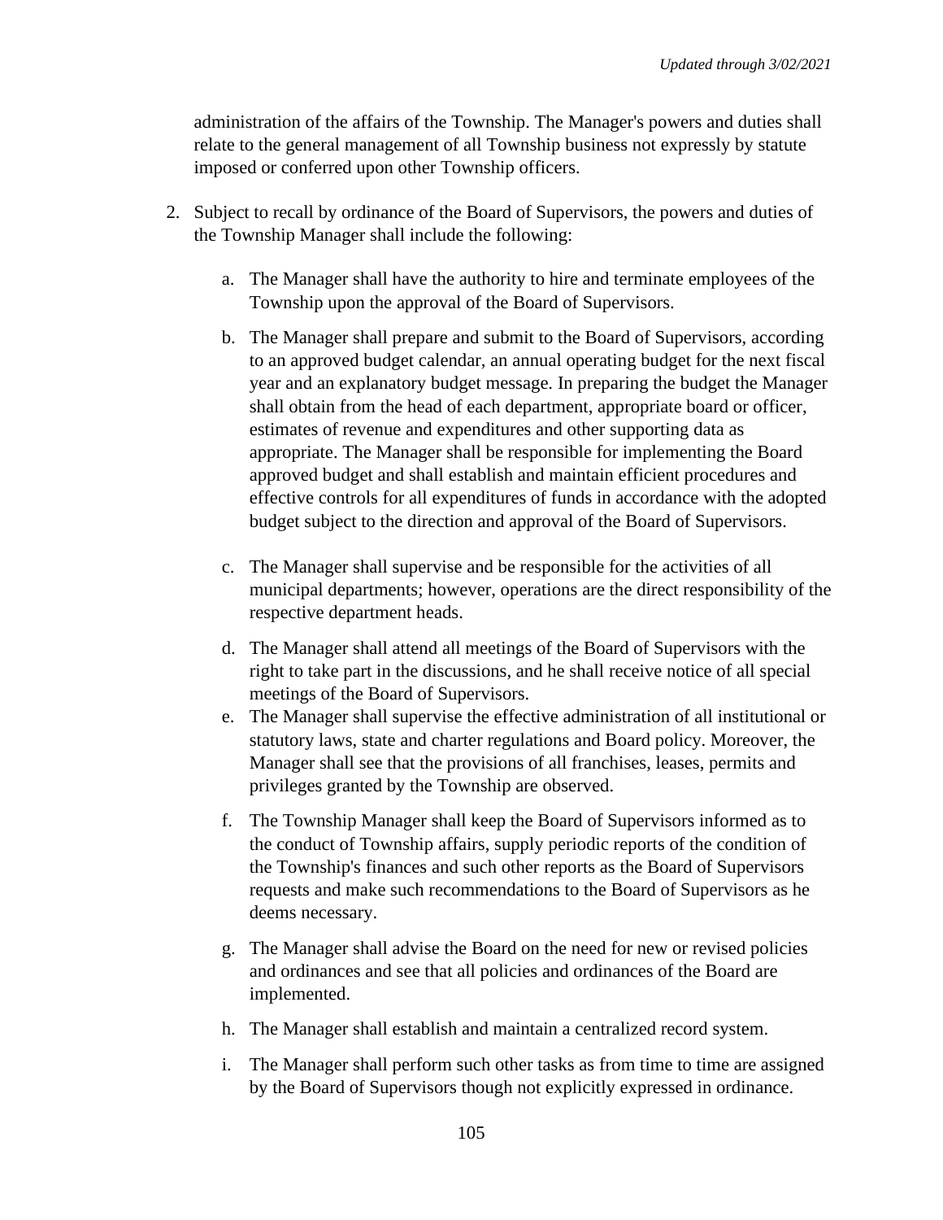administration of the affairs of the Township. The Manager's powers and duties shall relate to the general management of all Township business not expressly by statute imposed or conferred upon other Township officers.

2. Subject to recall by ordinance of the Board of Supervisors, the powers and duties of the Township Manager shall include the following:

    a. The Manager shall have the authority to hire and terminate employees of the Township upon the approval of the Board of Supervisors.

    b. The Manager shall prepare and submit to the Board of Supervisors, according to an approved budget calendar, an annual operating budget for the next fiscal year and an explanatory budget message. In preparing the budget the Manager shall obtain from the head of each department, appropriate board or officer, estimates of revenue and expenditures and other supporting data as appropriate. The Manager shall be responsible for implementing the Board approved budget and shall establish and maintain efficient procedures and effective controls for all expenditures of funds in accordance with the adopted budget subject to the direction and approval of the Board of Supervisors.

    c. The Manager shall supervise and be responsible for the activities of all municipal departments; however, operations are the direct responsibility of the respective department heads.

    d. The Manager shall attend all meetings of the Board of Supervisors with the right to take part in the discussions, and he shall receive notice of all special meetings of the Board of Supervisors.

    e. The Manager shall supervise the effective administration of all institutional or statutory laws, state and charter regulations and Board policy. Moreover, the Manager shall see that the provisions of all franchises, leases, permits and privileges granted by the Township are observed.

    f. The Township Manager shall keep the Board of Supervisors informed as to the conduct of Township affairs, supply periodic reports of the condition of the Township's finances and such other reports as the Board of Supervisors requests and make such recommendations to the Board of Supervisors as he deems necessary.

    g. The Manager shall advise the Board on the need for new or revised policies and ordinances and see that all policies and ordinances of the Board are implemented.

    h. The Manager shall establish and maintain a centralized record system.

    i. The Manager shall perform such other tasks as from time to time are assigned by the Board of Supervisors though not explicitly expressed in ordinance.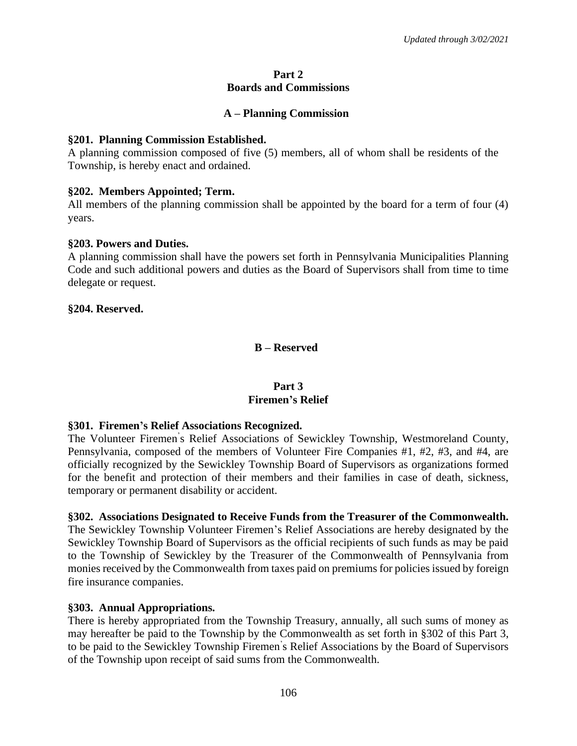## Part 2
## Boards and Commissions

### A – Planning Commission

**§201. Planning Commission Established.**
A planning commission composed of five (5) members, all of whom shall be residents of the Township, is hereby enact and ordained.

**§202. Members Appointed; Term.**
All members of the planning commission shall be appointed by the board for a term of four (4) years.

**§203. Powers and Duties.**
A planning commission shall have the powers set forth in Pennsylvania Municipalities Planning Code and such additional powers and duties as the Board of Supervisors shall from time to time delegate or request.

**§204. Reserved.**

### B – Reserved

## Part 3
## Firemen's Relief

**§301. Firemen's Relief Associations Recognized.**
The Volunteer Firemen's Relief Associations of Sewickley Township, Westmoreland County, Pennsylvania, composed of the members of Volunteer Fire Companies #1, #2, #3, and #4, are officially recognized by the Sewickley Township Board of Supervisors as organizations formed for the benefit and protection of their members and their families in case of death, sickness, temporary or permanent disability or accident.

**§302. Associations Designated to Receive Funds from the Treasurer of the Commonwealth.**
The Sewickley Township Volunteer Firemen's Relief Associations are hereby designated by the Sewickley Township Board of Supervisors as the official recipients of such funds as may be paid to the Township of Sewickley by the Treasurer of the Commonwealth of Pennsylvania from monies received by the Commonwealth from taxes paid on premiums for policies issued by foreign fire insurance companies.

**§303. Annual Appropriations.**
There is hereby appropriated from the Township Treasury, annually, all such sums of money as may hereafter be paid to the Township by the Commonwealth as set forth in §302 of this Part 3, to be paid to the Sewickley Township Firemen's Relief Associations by the Board of Supervisors of the Township upon receipt of said sums from the Commonwealth.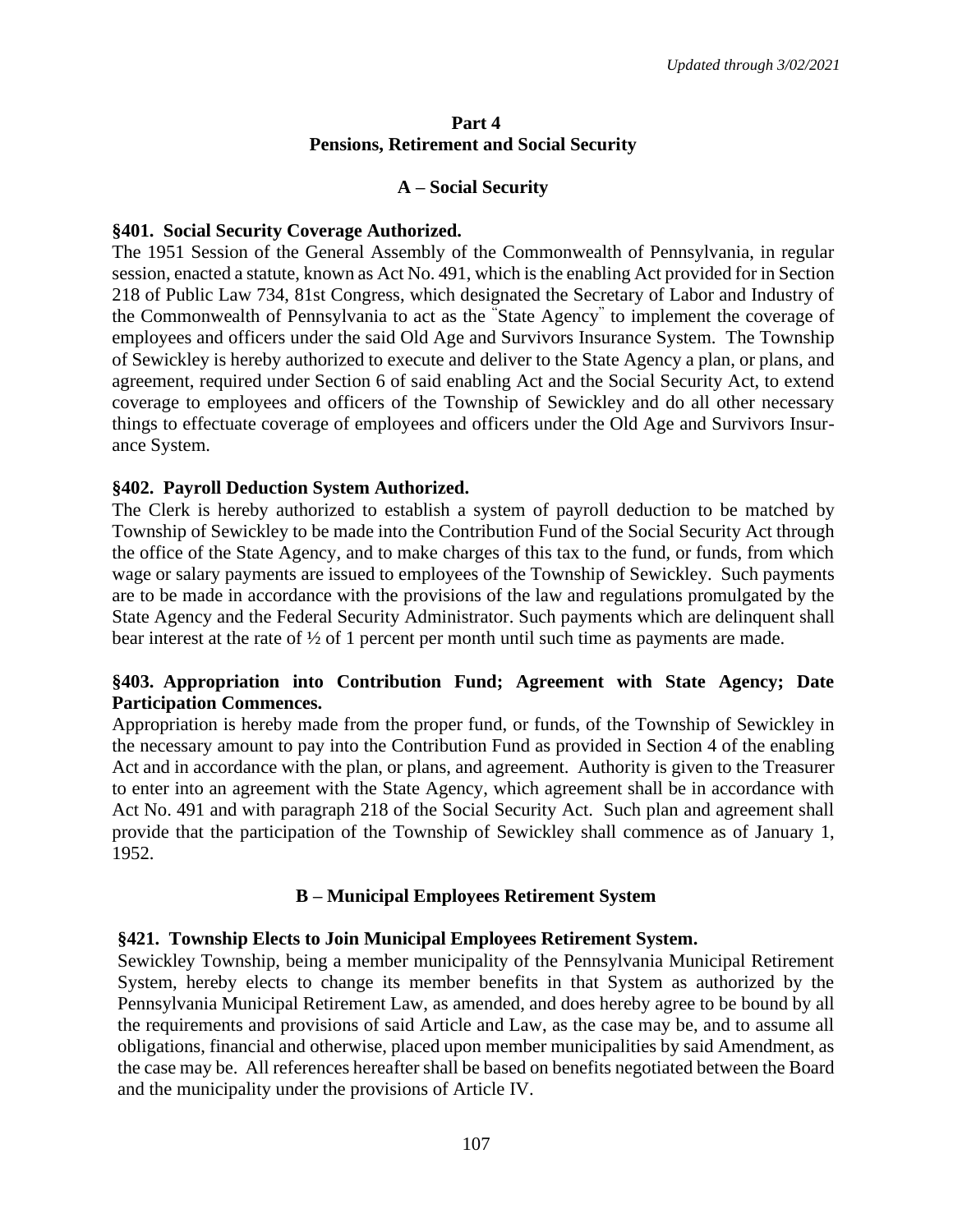# Part 4
# Pensions, Retirement and Social Security

## A – Social Security

### §401. Social Security Coverage Authorized.

The 1951 Session of the General Assembly of the Commonwealth of Pennsylvania, in regular session, enacted a statute, known as Act No. 491, which is the enabling Act provided for in Section 218 of Public Law 734, 81st Congress, which designated the Secretary of Labor and Industry of the Commonwealth of Pennsylvania to act as the "State Agency" to implement the coverage of employees and officers under the said Old Age and Survivors Insurance System. The Township of Sewickley is hereby authorized to execute and deliver to the State Agency a plan, or plans, and agreement, required under Section 6 of said enabling Act and the Social Security Act, to extend coverage to employees and officers of the Township of Sewickley and do all other necessary things to effectuate coverage of employees and officers under the Old Age and Survivors Insurance System.

### §402. Payroll Deduction System Authorized.

The Clerk is hereby authorized to establish a system of payroll deduction to be matched by Township of Sewickley to be made into the Contribution Fund of the Social Security Act through the office of the State Agency, and to make charges of this tax to the fund, or funds, from which wage or salary payments are issued to employees of the Township of Sewickley. Such payments are to be made in accordance with the provisions of the law and regulations promulgated by the State Agency and the Federal Security Administrator. Such payments which are delinquent shall bear interest at the rate of ½ of 1 percent per month until such time as payments are made.

### §403. Appropriation into Contribution Fund; Agreement with State Agency; Date Participation Commences.

Appropriation is hereby made from the proper fund, or funds, of the Township of Sewickley in the necessary amount to pay into the Contribution Fund as provided in Section 4 of the enabling Act and in accordance with the plan, or plans, and agreement. Authority is given to the Treasurer to enter into an agreement with the State Agency, which agreement shall be in accordance with Act No. 491 and with paragraph 218 of the Social Security Act. Such plan and agreement shall provide that the participation of the Township of Sewickley shall commence as of January 1, 1952.

## B – Municipal Employees Retirement System

### §421. Township Elects to Join Municipal Employees Retirement System.

Sewickley Township, being a member municipality of the Pennsylvania Municipal Retirement System, hereby elects to change its member benefits in that System as authorized by the Pennsylvania Municipal Retirement Law, as amended, and does hereby agree to be bound by all the requirements and provisions of said Article and Law, as the case may be, and to assume all obligations, financial and otherwise, placed upon member municipalities by said Amendment, as the case may be. All references hereafter shall be based on benefits negotiated between the Board and the municipality under the provisions of Article IV.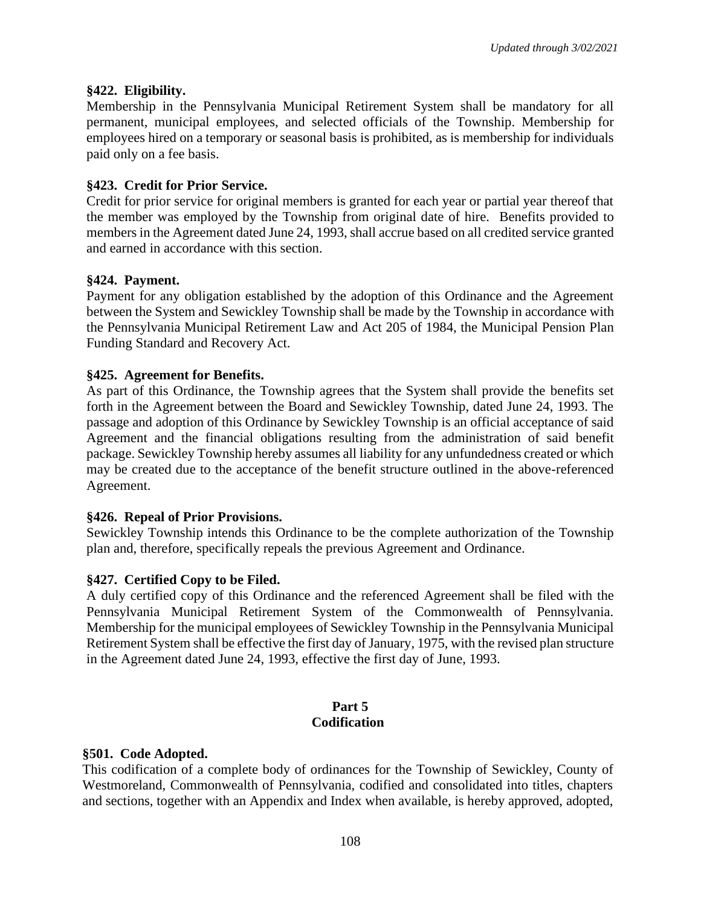### §422. Eligibility.

Membership in the Pennsylvania Municipal Retirement System shall be mandatory for all permanent, municipal employees, and selected officials of the Township. Membership for employees hired on a temporary or seasonal basis is prohibited, as is membership for individuals paid only on a fee basis.

### §423. Credit for Prior Service.

Credit for prior service for original members is granted for each year or partial year thereof that the member was employed by the Township from original date of hire. Benefits provided to members in the Agreement dated June 24, 1993, shall accrue based on all credited service granted and earned in accordance with this section.

### §424. Payment.

Payment for any obligation established by the adoption of this Ordinance and the Agreement between the System and Sewickley Township shall be made by the Township in accordance with the Pennsylvania Municipal Retirement Law and Act 205 of 1984, the Municipal Pension Plan Funding Standard and Recovery Act.

### §425. Agreement for Benefits.

As part of this Ordinance, the Township agrees that the System shall provide the benefits set forth in the Agreement between the Board and Sewickley Township, dated June 24, 1993. The passage and adoption of this Ordinance by Sewickley Township is an official acceptance of said Agreement and the financial obligations resulting from the administration of said benefit package. Sewickley Township hereby assumes all liability for any unfundedness created or which may be created due to the acceptance of the benefit structure outlined in the above-referenced Agreement.

### §426. Repeal of Prior Provisions.

Sewickley Township intends this Ordinance to be the complete authorization of the Township plan and, therefore, specifically repeals the previous Agreement and Ordinance.

### §427. Certified Copy to be Filed.

A duly certified copy of this Ordinance and the referenced Agreement shall be filed with the Pennsylvania Municipal Retirement System of the Commonwealth of Pennsylvania. Membership for the municipal employees of Sewickley Township in the Pennsylvania Municipal Retirement System shall be effective the first day of January, 1975, with the revised plan structure in the Agreement dated June 24, 1993, effective the first day of June, 1993.

## Part 5
## Codification

### §501. Code Adopted.

This codification of a complete body of ordinances for the Township of Sewickley, County of Westmoreland, Commonwealth of Pennsylvania, codified and consolidated into titles, chapters and sections, together with an Appendix and Index when available, is hereby approved, adopted,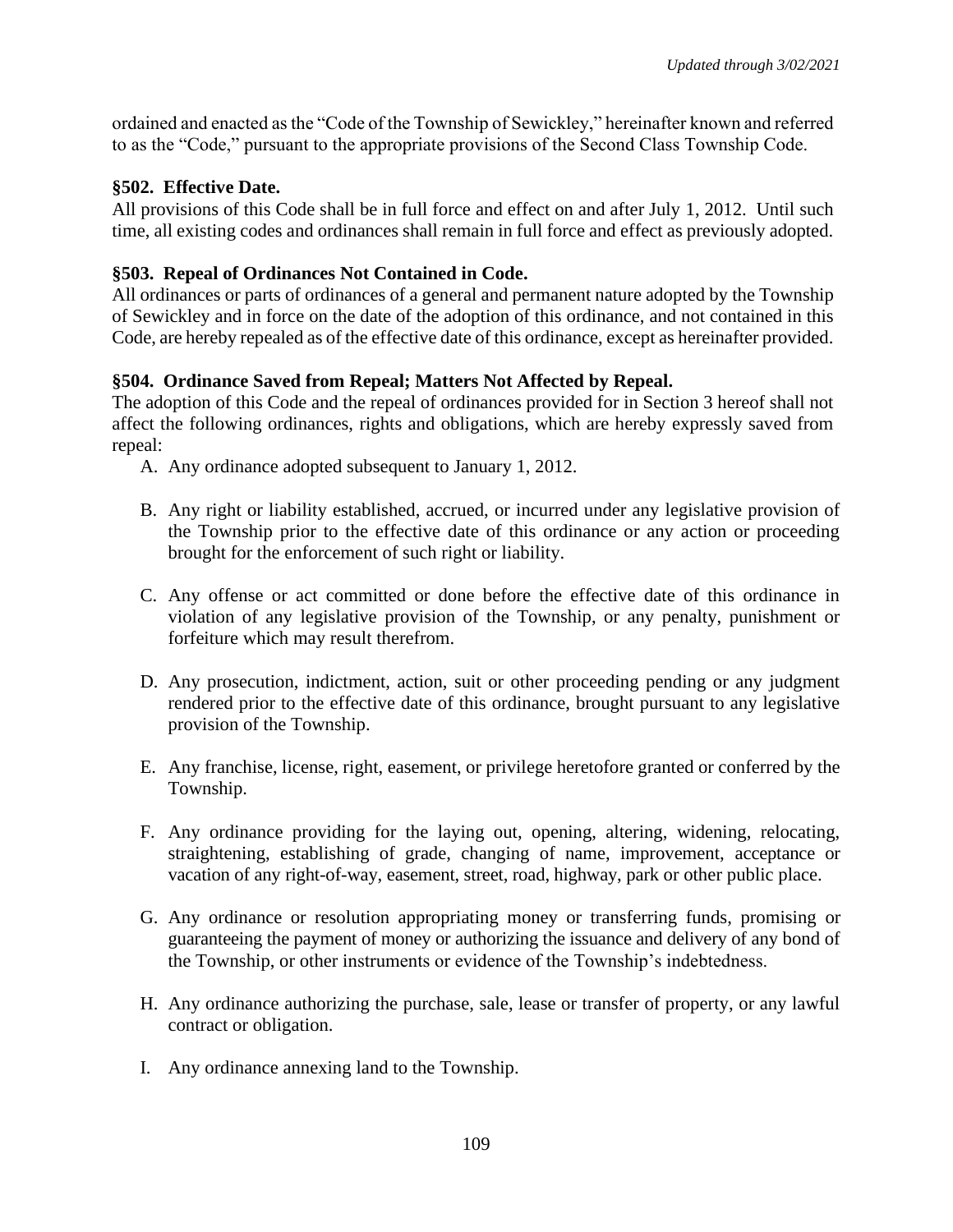ordained and enacted as the "Code of the Township of Sewickley," hereinafter known and referred to as the "Code," pursuant to the appropriate provisions of the Second Class Township Code.

**§502. Effective Date.**

All provisions of this Code shall be in full force and effect on and after July 1, 2012. Until such time, all existing codes and ordinances shall remain in full force and effect as previously adopted.

**§503. Repeal of Ordinances Not Contained in Code.**

All ordinances or parts of ordinances of a general and permanent nature adopted by the Township of Sewickley and in force on the date of the adoption of this ordinance, and not contained in this Code, are hereby repealed as of the effective date of this ordinance, except as hereinafter provided.

**§504. Ordinance Saved from Repeal; Matters Not Affected by Repeal.**

The adoption of this Code and the repeal of ordinances provided for in Section 3 hereof shall not affect the following ordinances, rights and obligations, which are hereby expressly saved from repeal:

A. Any ordinance adopted subsequent to January 1, 2012.

B. Any right or liability established, accrued, or incurred under any legislative provision of the Township prior to the effective date of this ordinance or any action or proceeding brought for the enforcement of such right or liability.

C. Any offense or act committed or done before the effective date of this ordinance in violation of any legislative provision of the Township, or any penalty, punishment or forfeiture which may result therefrom.

D. Any prosecution, indictment, action, suit or other proceeding pending or any judgment rendered prior to the effective date of this ordinance, brought pursuant to any legislative provision of the Township.

E. Any franchise, license, right, easement, or privilege heretofore granted or conferred by the Township.

F. Any ordinance providing for the laying out, opening, altering, widening, relocating, straightening, establishing of grade, changing of name, improvement, acceptance or vacation of any right-of-way, easement, street, road, highway, park or other public place.

G. Any ordinance or resolution appropriating money or transferring funds, promising or guaranteeing the payment of money or authorizing the issuance and delivery of any bond of the Township, or other instruments or evidence of the Township's indebtedness.

H. Any ordinance authorizing the purchase, sale, lease or transfer of property, or any lawful contract or obligation.

I. Any ordinance annexing land to the Township.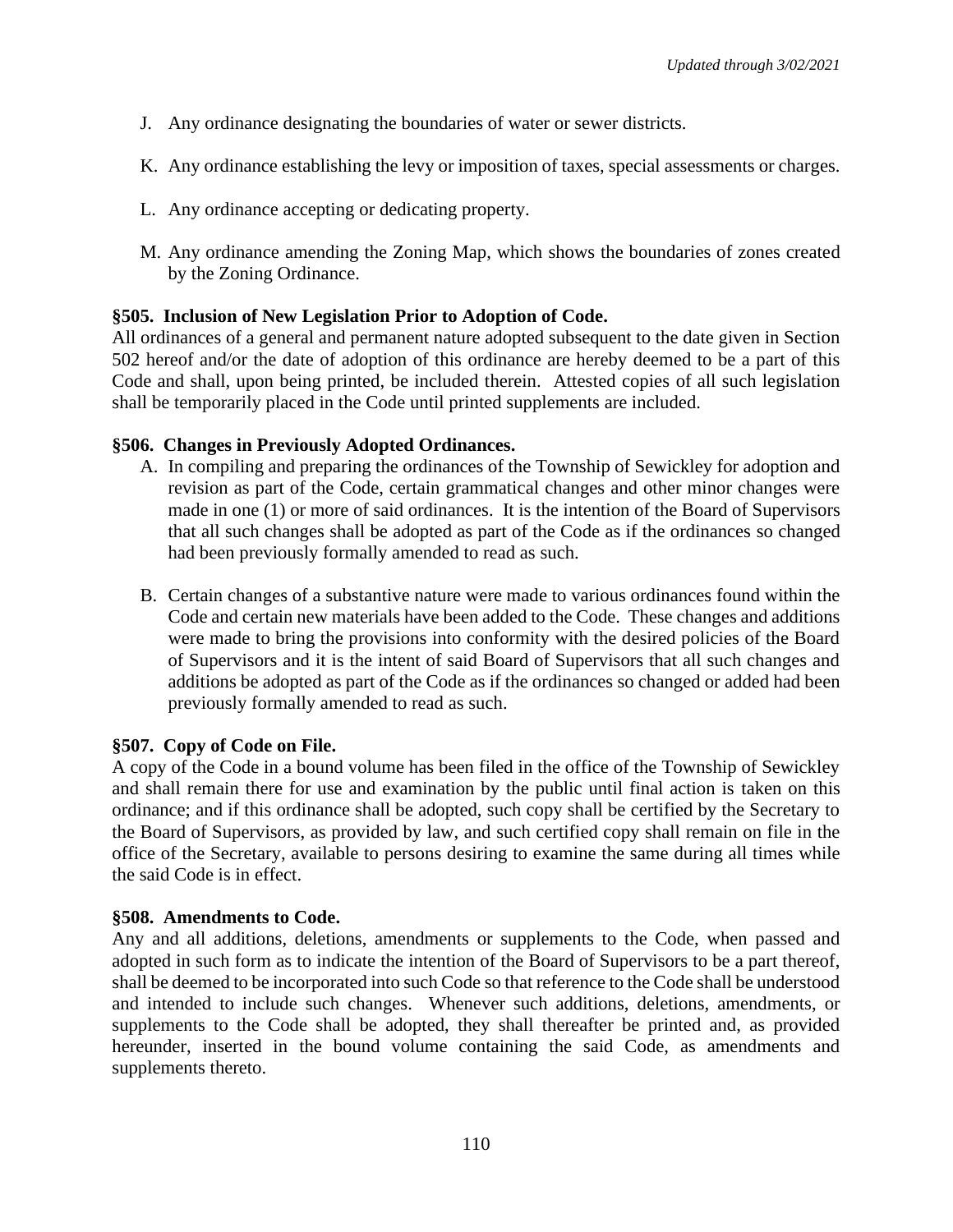J. Any ordinance designating the boundaries of water or sewer districts.

K. Any ordinance establishing the levy or imposition of taxes, special assessments or charges.

L. Any ordinance accepting or dedicating property.

M. Any ordinance amending the Zoning Map, which shows the boundaries of zones created by the Zoning Ordinance.

**§505. Inclusion of New Legislation Prior to Adoption of Code.**
All ordinances of a general and permanent nature adopted subsequent to the date given in Section 502 hereof and/or the date of adoption of this ordinance are hereby deemed to be a part of this Code and shall, upon being printed, be included therein. Attested copies of all such legislation shall be temporarily placed in the Code until printed supplements are included.

**§506. Changes in Previously Adopted Ordinances.**

A. In compiling and preparing the ordinances of the Township of Sewickley for adoption and revision as part of the Code, certain grammatical changes and other minor changes were made in one (1) or more of said ordinances. It is the intention of the Board of Supervisors that all such changes shall be adopted as part of the Code as if the ordinances so changed had been previously formally amended to read as such.

B. Certain changes of a substantive nature were made to various ordinances found within the Code and certain new materials have been added to the Code. These changes and additions were made to bring the provisions into conformity with the desired policies of the Board of Supervisors and it is the intent of said Board of Supervisors that all such changes and additions be adopted as part of the Code as if the ordinances so changed or added had been previously formally amended to read as such.

**§507. Copy of Code on File.**
A copy of the Code in a bound volume has been filed in the office of the Township of Sewickley and shall remain there for use and examination by the public until final action is taken on this ordinance; and if this ordinance shall be adopted, such copy shall be certified by the Secretary to the Board of Supervisors, as provided by law, and such certified copy shall remain on file in the office of the Secretary, available to persons desiring to examine the same during all times while the said Code is in effect.

**§508. Amendments to Code.**
Any and all additions, deletions, amendments or supplements to the Code, when passed and adopted in such form as to indicate the intention of the Board of Supervisors to be a part thereof, shall be deemed to be incorporated into such Code so that reference to the Code shall be understood and intended to include such changes. Whenever such additions, deletions, amendments, or supplements to the Code shall be adopted, they shall thereafter be printed and, as provided hereunder, inserted in the bound volume containing the said Code, as amendments and supplements thereto.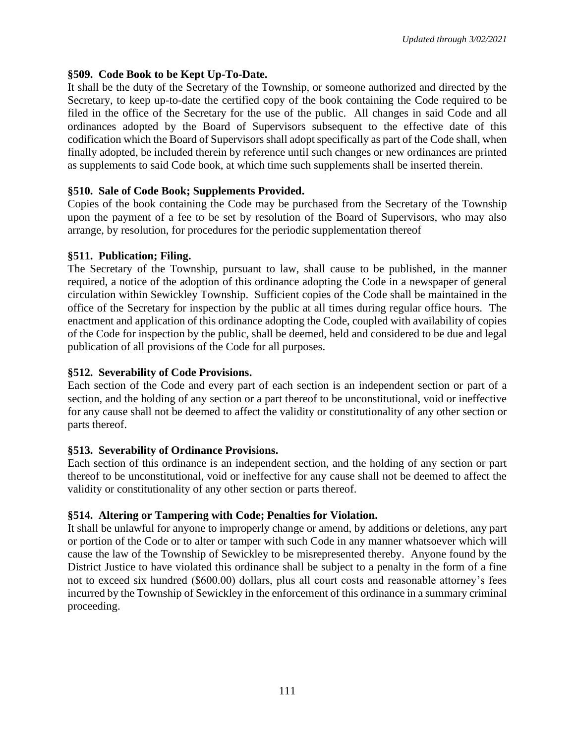### §509. Code Book to be Kept Up-To-Date.

It shall be the duty of the Secretary of the Township, or someone authorized and directed by the Secretary, to keep up-to-date the certified copy of the book containing the Code required to be filed in the office of the Secretary for the use of the public. All changes in said Code and all ordinances adopted by the Board of Supervisors subsequent to the effective date of this codification which the Board of Supervisors shall adopt specifically as part of the Code shall, when finally adopted, be included therein by reference until such changes or new ordinances are printed as supplements to said Code book, at which time such supplements shall be inserted therein.

### §510. Sale of Code Book; Supplements Provided.

Copies of the book containing the Code may be purchased from the Secretary of the Township upon the payment of a fee to be set by resolution of the Board of Supervisors, who may also arrange, by resolution, for procedures for the periodic supplementation thereof

### §511. Publication; Filing.

The Secretary of the Township, pursuant to law, shall cause to be published, in the manner required, a notice of the adoption of this ordinance adopting the Code in a newspaper of general circulation within Sewickley Township. Sufficient copies of the Code shall be maintained in the office of the Secretary for inspection by the public at all times during regular office hours. The enactment and application of this ordinance adopting the Code, coupled with availability of copies of the Code for inspection by the public, shall be deemed, held and considered to be due and legal publication of all provisions of the Code for all purposes.

### §512. Severability of Code Provisions.

Each section of the Code and every part of each section is an independent section or part of a section, and the holding of any section or a part thereof to be unconstitutional, void or ineffective for any cause shall not be deemed to affect the validity or constitutionality of any other section or parts thereof.

### §513. Severability of Ordinance Provisions.

Each section of this ordinance is an independent section, and the holding of any section or part thereof to be unconstitutional, void or ineffective for any cause shall not be deemed to affect the validity or constitutionality of any other section or parts thereof.

### §514. Altering or Tampering with Code; Penalties for Violation.

It shall be unlawful for anyone to improperly change or amend, by additions or deletions, any part or portion of the Code or to alter or tamper with such Code in any manner whatsoever which will cause the law of the Township of Sewickley to be misrepresented thereby. Anyone found by the District Justice to have violated this ordinance shall be subject to a penalty in the form of a fine not to exceed six hundred ($600.00) dollars, plus all court costs and reasonable attorney's fees incurred by the Township of Sewickley in the enforcement of this ordinance in a summary criminal proceeding.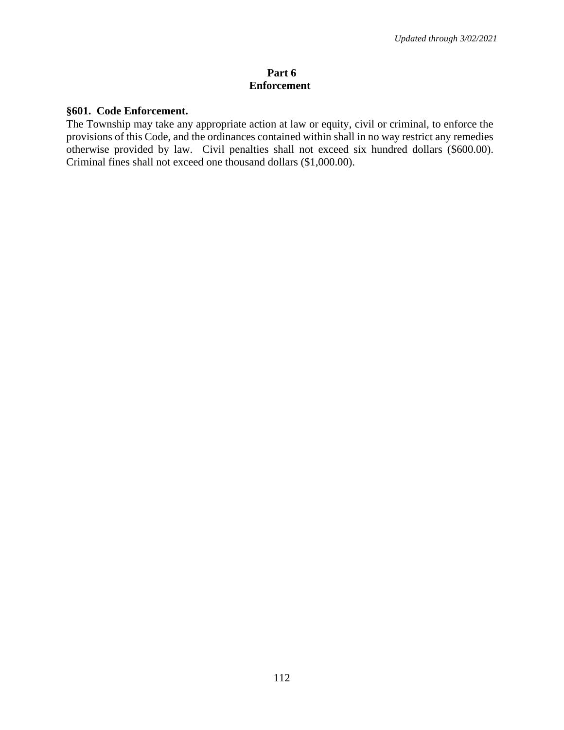# Part 6
# Enforcement

**§601. Code Enforcement.**

The Township may take any appropriate action at law or equity, civil or criminal, to enforce the provisions of this Code, and the ordinances contained within shall in no way restrict any remedies otherwise provided by law. Civil penalties shall not exceed six hundred dollars ($600.00). Criminal fines shall not exceed one thousand dollars ($1,000.00).